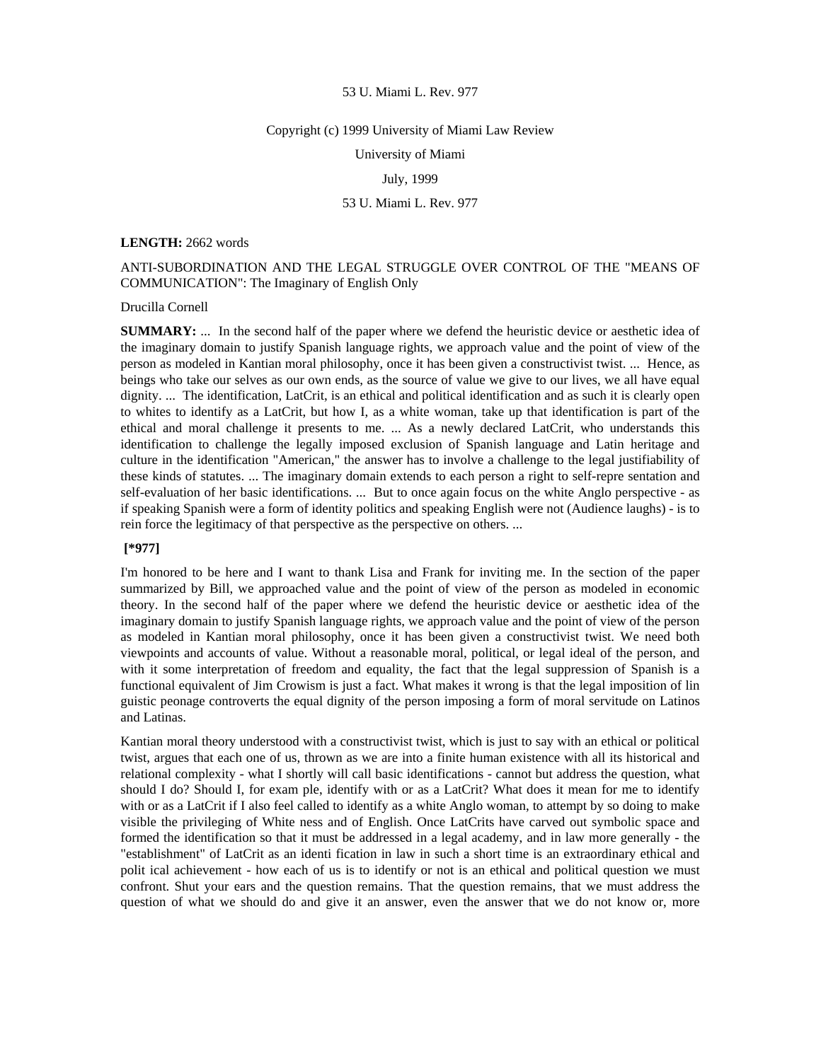53 U. Miami L. Rev. 977

Copyright (c) 1999 University of Miami Law Review

University of Miami

July, 1999

53 U. Miami L. Rev. 977

**LENGTH:** 2662 words

ANTI-SUBORDINATION AND THE LEGAL STRUGGLE OVER CONTROL OF THE "MEANS OF COMMUNICATION": The Imaginary of English Only

Drucilla Cornell

**SUMMARY:** ... In the second half of the paper where we defend the heuristic device or aesthetic idea of the imaginary domain to justify Spanish language rights, we approach value and the point of view of the person as modeled in Kantian moral philosophy, once it has been given a constructivist twist. ... Hence, as beings who take our selves as our own ends, as the source of value we give to our lives, we all have equal dignity. ... The identification, LatCrit, is an ethical and political identification and as such it is clearly open to whites to identify as a LatCrit, but how I, as a white woman, take up that identification is part of the ethical and moral challenge it presents to me. ... As a newly declared LatCrit, who understands this identification to challenge the legally imposed exclusion of Spanish language and Latin heritage and culture in the identification "American," the answer has to involve a challenge to the legal justifiability of these kinds of statutes. ... The imaginary domain extends to each person a right to self-repre sentation and self-evaluation of her basic identifications. ... But to once again focus on the white Anglo perspective - as if speaking Spanish were a form of identity politics and speaking English were not (Audience laughs) - is to rein force the legitimacy of that perspective as the perspective on others. ...

**[*977]**

I'm honored to be here and I want to thank Lisa and Frank for inviting me. In the section of the paper summarized by Bill, we approached value and the point of view of the person as modeled in economic theory. In the second half of the paper where we defend the heuristic device or aesthetic idea of the imaginary domain to justify Spanish language rights, we approach value and the point of view of the person as modeled in Kantian moral philosophy, once it has been given a constructivist twist. We need both viewpoints and accounts of value. Without a reasonable moral, political, or legal ideal of the person, and with it some interpretation of freedom and equality, the fact that the legal suppression of Spanish is a functional equivalent of Jim Crowism is just a fact. What makes it wrong is that the legal imposition of lin guistic peonage controverts the equal dignity of the person imposing a form of moral servitude on Latinos and Latinas.

Kantian moral theory understood with a constructivist twist, which is just to say with an ethical or political twist, argues that each one of us, thrown as we are into a finite human existence with all its historical and relational complexity - what I shortly will call basic identifications - cannot but address the question, what should I do? Should I, for exam ple, identify with or as a LatCrit? What does it mean for me to identify with or as a LatCrit if I also feel called to identify as a white Anglo woman, to attempt by so doing to make visible the privileging of White ness and of English. Once LatCrits have carved out symbolic space and formed the identification so that it must be addressed in a legal academy, and in law more generally - the "establishment" of LatCrit as an identi fication in law in such a short time is an extraordinary ethical and polit ical achievement - how each of us is to identify or not is an ethical and political question we must confront. Shut your ears and the question remains. That the question remains, that we must address the question of what we should do and give it an answer, even the answer that we do not know or, more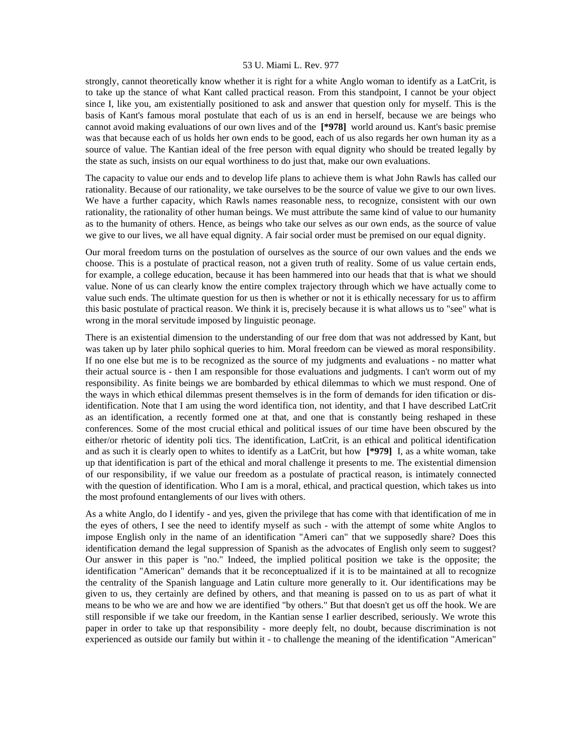strongly, cannot theoretically know whether it is right for a white Anglo woman to identify as a LatCrit, is to take up the stance of what Kant called practical reason. From this standpoint, I cannot be your object since I, like you, am existentially positioned to ask and answer that question only for myself. This is the basis of Kant's famous moral postulate that each of us is an end in herself, because we are beings who cannot avoid making evaluations of our own lives and of the **[*978]** world around us. Kant's basic premise was that because each of us holds her own ends to be good, each of us also regards her own human ity as a source of value. The Kantian ideal of the free person with equal dignity who should be treated legally by the state as such, insists on our equal worthiness to do just that, make our own evaluations.

The capacity to value our ends and to develop life plans to achieve them is what John Rawls has called our rationality. Because of our rationality, we take ourselves to be the source of value we give to our own lives. We have a further capacity, which Rawls names reasonable ness, to recognize, consistent with our own rationality, the rationality of other human beings. We must attribute the same kind of value to our humanity as to the humanity of others. Hence, as beings who take our selves as our own ends, as the source of value we give to our lives, we all have equal dignity. A fair social order must be premised on our equal dignity.

Our moral freedom turns on the postulation of ourselves as the source of our own values and the ends we choose. This is a postulate of practical reason, not a given truth of reality. Some of us value certain ends, for example, a college education, because it has been hammered into our heads that that is what we should value. None of us can clearly know the entire complex trajectory through which we have actually come to value such ends. The ultimate question for us then is whether or not it is ethically necessary for us to affirm this basic postulate of practical reason. We think it is, precisely because it is what allows us to "see" what is wrong in the moral servitude imposed by linguistic peonage.

There is an existential dimension to the understanding of our free dom that was not addressed by Kant, but was taken up by later philo sophical queries to him. Moral freedom can be viewed as moral responsibility. If no one else but me is to be recognized as the source of my judgments and evaluations - no matter what their actual source is - then I am responsible for those evaluations and judgments. I can't worm out of my responsibility. As finite beings we are bombarded by ethical dilemmas to which we must respond. One of the ways in which ethical dilemmas present themselves is in the form of demands for iden tification or dis-identification. Note that I am using the word identifica tion, not identity, and that I have described LatCrit as an identification, a recently formed one at that, and one that is constantly being reshaped in these conferences. Some of the most crucial ethical and political issues of our time have been obscured by the either/or rhetoric of identity poli tics. The identification, LatCrit, is an ethical and political identification and as such it is clearly open to whites to identify as a LatCrit, but how **[*979]** I, as a white woman, take up that identification is part of the ethical and moral challenge it presents to me. The existential dimension of our responsibility, if we value our freedom as a postulate of practical reason, is intimately connected with the question of identification. Who I am is a moral, ethical, and practical question, which takes us into the most profound entanglements of our lives with others.

As a white Anglo, do I identify - and yes, given the privilege that has come with that identification of me in the eyes of others, I see the need to identify myself as such - with the attempt of some white Anglos to impose English only in the name of an identification "Ameri can" that we supposedly share? Does this identification demand the legal suppression of Spanish as the advocates of English only seem to suggest? Our answer in this paper is "no." Indeed, the implied political position we take is the opposite; the identification "American" demands that it be reconceptualized if it is to be maintained at all to recognize the centrality of the Spanish language and Latin culture more generally to it. Our identifications may be given to us, they certainly are defined by others, and that meaning is passed on to us as part of what it means to be who we are and how we are identified "by others." But that doesn't get us off the hook. We are still responsible if we take our freedom, in the Kantian sense I earlier described, seriously. We wrote this paper in order to take up that responsibility - more deeply felt, no doubt, because discrimination is not experienced as outside our family but within it - to challenge the meaning of the identification "American"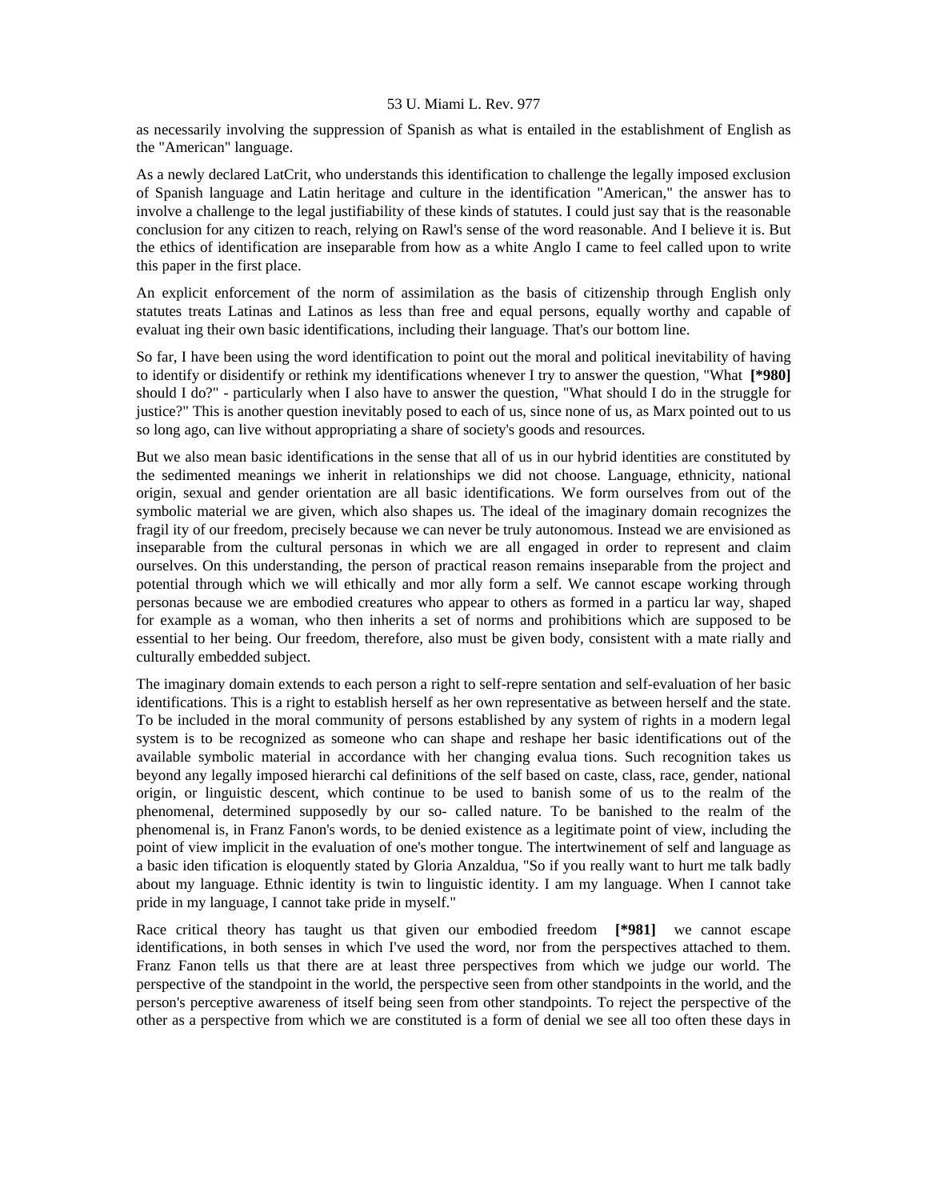as necessarily involving the suppression of Spanish as what is entailed in the establishment of English as the "American" language.

As a newly declared LatCrit, who understands this identification to challenge the legally imposed exclusion of Spanish language and Latin heritage and culture in the identification "American," the answer has to involve a challenge to the legal justifiability of these kinds of statutes. I could just say that is the reasonable conclusion for any citizen to reach, relying on Rawl's sense of the word reasonable. And I believe it is. But the ethics of identification are inseparable from how as a white Anglo I came to feel called upon to write this paper in the first place.

An explicit enforcement of the norm of assimilation as the basis of citizenship through English only statutes treats Latinas and Latinos as less than free and equal persons, equally worthy and capable of evaluat ing their own basic identifications, including their language. That's our bottom line.

So far, I have been using the word identification to point out the moral and political inevitability of having to identify or disidentify or rethink my identifications whenever I try to answer the question, "What **[*980]** should I do?" - particularly when I also have to answer the question, "What should I do in the struggle for justice?" This is another question inevitably posed to each of us, since none of us, as Marx pointed out to us so long ago, can live without appropriating a share of society's goods and resources.

But we also mean basic identifications in the sense that all of us in our hybrid identities are constituted by the sedimented meanings we inherit in relationships we did not choose. Language, ethnicity, national origin, sexual and gender orientation are all basic identifications. We form ourselves from out of the symbolic material we are given, which also shapes us. The ideal of the imaginary domain recognizes the fragil ity of our freedom, precisely because we can never be truly autonomous. Instead we are envisioned as inseparable from the cultural personas in which we are all engaged in order to represent and claim ourselves. On this understanding, the person of practical reason remains inseparable from the project and potential through which we will ethically and mor ally form a self. We cannot escape working through personas because we are embodied creatures who appear to others as formed in a particu lar way, shaped for example as a woman, who then inherits a set of norms and prohibitions which are supposed to be essential to her being. Our freedom, therefore, also must be given body, consistent with a mate rially and culturally embedded subject.

The imaginary domain extends to each person a right to self-repre sentation and self-evaluation of her basic identifications. This is a right to establish herself as her own representative as between herself and the state. To be included in the moral community of persons established by any system of rights in a modern legal system is to be recognized as someone who can shape and reshape her basic identifications out of the available symbolic material in accordance with her changing evalua tions. Such recognition takes us beyond any legally imposed hierarchi cal definitions of the self based on caste, class, race, gender, national origin, or linguistic descent, which continue to be used to banish some of us to the realm of the phenomenal, determined supposedly by our so- called nature. To be banished to the realm of the phenomenal is, in Franz Fanon's words, to be denied existence as a legitimate point of view, including the point of view implicit in the evaluation of one's mother tongue. The intertwinement of self and language as a basic iden tification is eloquently stated by Gloria Anzaldua, "So if you really want to hurt me talk badly about my language. Ethnic identity is twin to linguistic identity. I am my language. When I cannot take pride in my language, I cannot take pride in myself."

Race critical theory has taught us that given our embodied freedom **[*981]** we cannot escape identifications, in both senses in which I've used the word, nor from the perspectives attached to them. Franz Fanon tells us that there are at least three perspectives from which we judge our world. The perspective of the standpoint in the world, the perspective seen from other standpoints in the world, and the person's perceptive awareness of itself being seen from other standpoints. To reject the perspective of the other as a perspective from which we are constituted is a form of denial we see all too often these days in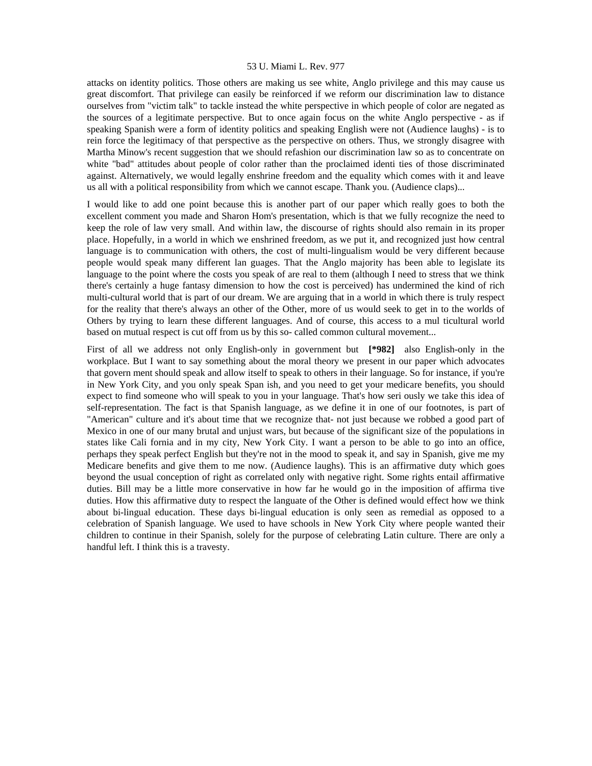attacks on identity politics. Those others are making us see white, Anglo privilege and this may cause us great discomfort. That privilege can easily be reinforced if we reform our discrimination law to distance ourselves from "victim talk" to tackle instead the white perspective in which people of color are negated as the sources of a legitimate perspective. But to once again focus on the white Anglo perspective - as if speaking Spanish were a form of identity politics and speaking English were not (Audience laughs) - is to rein force the legitimacy of that perspective as the perspective on others. Thus, we strongly disagree with Martha Minow's recent suggestion that we should refashion our discrimination law so as to concentrate on white "bad" attitudes about people of color rather than the proclaimed identi ties of those discriminated against. Alternatively, we would legally enshrine freedom and the equality which comes with it and leave us all with a political responsibility from which we cannot escape. Thank you. (Audience claps)...

I would like to add one point because this is another part of our paper which really goes to both the excellent comment you made and Sharon Hom's presentation, which is that we fully recognize the need to keep the role of law very small. And within law, the discourse of rights should also remain in its proper place. Hopefully, in a world in which we enshrined freedom, as we put it, and recognized just how central language is to communication with others, the cost of multi-lingualism would be very different because people would speak many different lan guages. That the Anglo majority has been able to legislate its language to the point where the costs you speak of are real to them (although I need to stress that we think there's certainly a huge fantasy dimension to how the cost is perceived) has undermined the kind of rich multi-cultural world that is part of our dream. We are arguing that in a world in which there is truly respect for the reality that there's always an other of the Other, more of us would seek to get in to the worlds of Others by trying to learn these different languages. And of course, this access to a mul ticultural world based on mutual respect is cut off from us by this so- called common cultural movement...

First of all we address not only English-only in government but **[*982]** also English-only in the workplace. But I want to say something about the moral theory we present in our paper which advocates that govern ment should speak and allow itself to speak to others in their language. So for instance, if you're in New York City, and you only speak Span ish, and you need to get your medicare benefits, you should expect to find someone who will speak to you in your language. That's how seri ously we take this idea of self-representation. The fact is that Spanish language, as we define it in one of our footnotes, is part of "American" culture and it's about time that we recognize that- not just because we robbed a good part of Mexico in one of our many brutal and unjust wars, but because of the significant size of the populations in states like Cali fornia and in my city, New York City. I want a person to be able to go into an office, perhaps they speak perfect English but they're not in the mood to speak it, and say in Spanish, give me my Medicare benefits and give them to me now. (Audience laughs). This is an affirmative duty which goes beyond the usual conception of right as correlated only with negative right. Some rights entail affirmative duties. Bill may be a little more conservative in how far he would go in the imposition of affirma tive duties. How this affirmative duty to respect the languate of the Other is defined would effect how we think about bi-lingual education. These days bi-lingual education is only seen as remedial as opposed to a celebration of Spanish language. We used to have schools in New York City where people wanted their children to continue in their Spanish, solely for the purpose of celebrating Latin culture. There are only a handful left. I think this is a travesty.